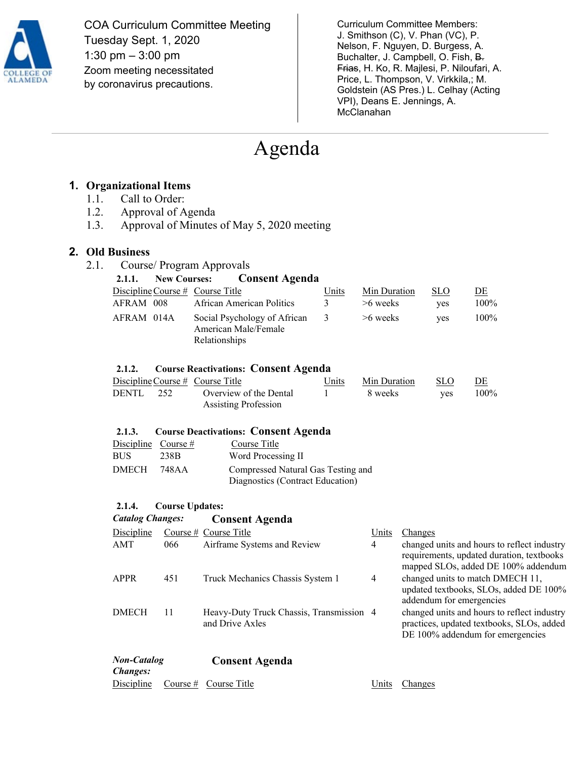COA Curriculum Committee Meeting
Tuesday Sept. 1, 2020
1:30 pm – 3:00 pm
Zoom meeting necessitated by coronavirus precautions.

Curriculum Committee Members:
J. Smithson (C), V. Phan (VC), P. Nelson, F. Nguyen, D. Burgess, A. Buchalter, J. Campbell, O. Fish, ~~B. Frias~~, H. Ko, R. Majlesi, P. Niloufari, A. Price, L. Thompson, V. Virkkila,; M. Goldstein (AS Pres.) L. Celhay (Acting VPI), Deans E. Jennings, A. McClanahan

# Agenda

## 1. Organizational Items

1.1. Call to Order:

1.2. Approval of Agenda

1.3. Approval of Minutes of May 5, 2020 meeting

## 2. Old Business

2.1. Course/ Program Approvals

**2.1.1. New Courses: Consent Agenda**

| Discipline | Course # | Course Title | Units | Min Duration | SLO | DE |
|---|---|---|---|---|---|---|
| AFRAM | 008 | African American Politics | 3 | >6 weeks | yes | 100% |
| AFRAM | 014A | Social Psychology of African American Male/Female Relationships | 3 | >6 weeks | yes | 100% |

**2.1.2. Course Reactivations: Consent Agenda**

| Discipline | Course # | Course Title | Units | Min Duration | SLO | DE |
|---|---|---|---|---|---|---|
| DENTL | 252 | Overview of the Dental Assisting Profession | 1 | 8 weeks | yes | 100% |

**2.1.3. Course Deactivations: Consent Agenda**

| Discipline | Course # | Course Title |
|---|---|---|
| BUS | 238B | Word Processing II |
| DMECH | 748AA | Compressed Natural Gas Testing and Diagnostics (Contract Education) |

**2.1.4. Course Updates:**

***Catalog Changes:*** **Consent Agenda**

| Discipline | Course # | Course Title | Units | Changes |
|---|---|---|---|---|
| AMT | 066 | Airframe Systems and Review | 4 | changed units and hours to reflect industry requirements, updated duration, textbooks mapped SLOs, added DE 100% addendum |
| APPR | 451 | Truck Mechanics Chassis System 1 | 4 | changed units to match DMECH 11, updated textbooks, SLOs, added DE 100% addendum for emergencies |
| DMECH | 11 | Heavy-Duty Truck Chassis, Transmission and Drive Axles | 4 | changed units and hours to reflect industry practices, updated textbooks, SLOs, added DE 100% addendum for emergencies |

***Non-Catalog Changes:*** **Consent Agenda**

| Discipline | Course # | Course Title | Units | Changes |
|---|---|---|---|---|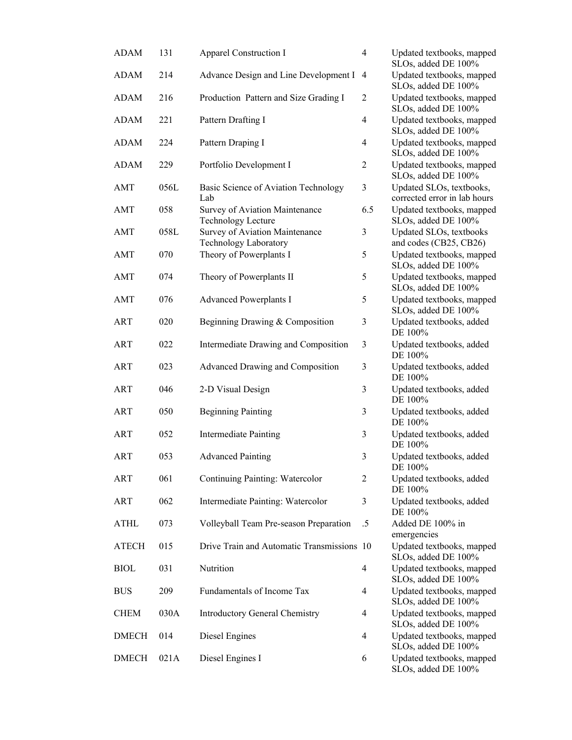| | | | | |
|---|---|---|---|---|
| ADAM | 131 | Apparel Construction I | 4 | Updated textbooks, mapped SLOs, added DE 100% |
| ADAM | 214 | Advance Design and Line Development I | 4 | Updated textbooks, mapped SLOs, added DE 100% |
| ADAM | 216 | Production Pattern and Size Grading I | 2 | Updated textbooks, mapped SLOs, added DE 100% |
| ADAM | 221 | Pattern Drafting I | 4 | Updated textbooks, mapped SLOs, added DE 100% |
| ADAM | 224 | Pattern Draping I | 4 | Updated textbooks, mapped SLOs, added DE 100% |
| ADAM | 229 | Portfolio Development I | 2 | Updated textbooks, mapped SLOs, added DE 100% |
| AMT | 056L | Basic Science of Aviation Technology Lab | 3 | Updated SLOs, textbooks, corrected error in lab hours |
| AMT | 058 | Survey of Aviation Maintenance Technology Lecture | 6.5 | Updated textbooks, mapped SLOs, added DE 100% |
| AMT | 058L | Survey of Aviation Maintenance Technology Laboratory | 3 | Updated SLOs, textbooks and codes (CB25, CB26) |
| AMT | 070 | Theory of Powerplants I | 5 | Updated textbooks, mapped SLOs, added DE 100% |
| AMT | 074 | Theory of Powerplants II | 5 | Updated textbooks, mapped SLOs, added DE 100% |
| AMT | 076 | Advanced Powerplants I | 5 | Updated textbooks, mapped SLOs, added DE 100% |
| ART | 020 | Beginning Drawing & Composition | 3 | Updated textbooks, added DE 100% |
| ART | 022 | Intermediate Drawing and Composition | 3 | Updated textbooks, added DE 100% |
| ART | 023 | Advanced Drawing and Composition | 3 | Updated textbooks, added DE 100% |
| ART | 046 | 2-D Visual Design | 3 | Updated textbooks, added DE 100% |
| ART | 050 | Beginning Painting | 3 | Updated textbooks, added DE 100% |
| ART | 052 | Intermediate Painting | 3 | Updated textbooks, added DE 100% |
| ART | 053 | Advanced Painting | 3 | Updated textbooks, added DE 100% |
| ART | 061 | Continuing Painting: Watercolor | 2 | Updated textbooks, added DE 100% |
| ART | 062 | Intermediate Painting: Watercolor | 3 | Updated textbooks, added DE 100% |
| ATHL | 073 | Volleyball Team Pre-season Preparation | .5 | Added DE 100% in emergencies |
| ATECH | 015 | Drive Train and Automatic Transmissions | 10 | Updated textbooks, mapped SLOs, added DE 100% |
| BIOL | 031 | Nutrition | 4 | Updated textbooks, mapped SLOs, added DE 100% |
| BUS | 209 | Fundamentals of Income Tax | 4 | Updated textbooks, mapped SLOs, added DE 100% |
| CHEM | 030A | Introductory General Chemistry | 4 | Updated textbooks, mapped SLOs, added DE 100% |
| DMECH | 014 | Diesel Engines | 4 | Updated textbooks, mapped SLOs, added DE 100% |
| DMECH | 021A | Diesel Engines I | 6 | Updated textbooks, mapped SLOs, added DE 100% |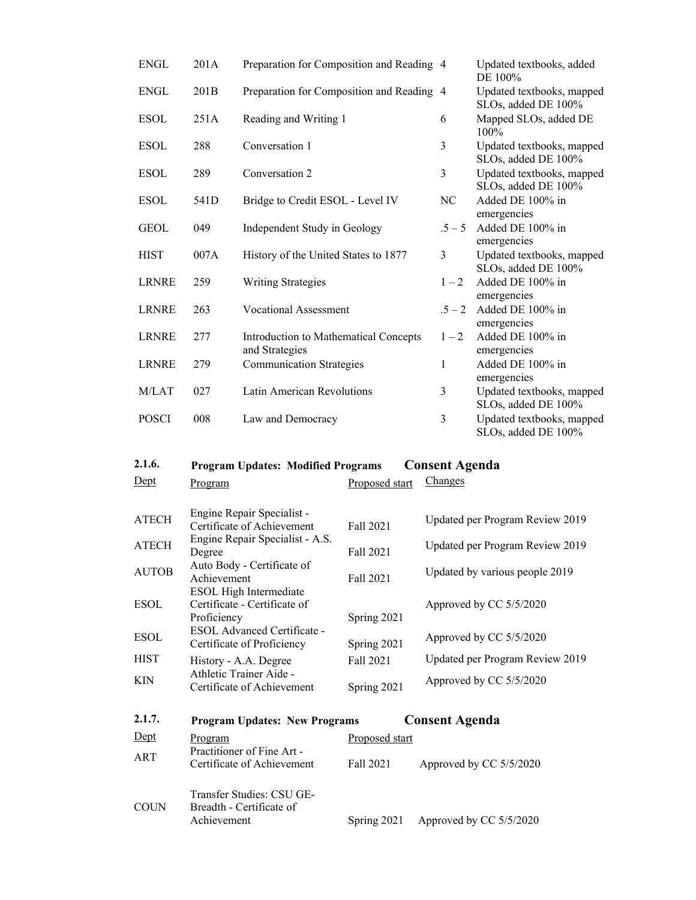| | | | | |
|---|---|---|---|---|
| ENGL | 201A | Preparation for Composition and Reading | 4 | Updated textbooks, added DE 100% |
| ENGL | 201B | Preparation for Composition and Reading | 4 | Updated textbooks, mapped SLOs, added DE 100% |
| ESOL | 251A | Reading and Writing 1 | 6 | Mapped SLOs, added DE 100% |
| ESOL | 288 | Conversation 1 | 3 | Updated textbooks, mapped SLOs, added DE 100% |
| ESOL | 289 | Conversation 2 | 3 | Updated textbooks, mapped SLOs, added DE 100% |
| ESOL | 541D | Bridge to Credit ESOL - Level IV | NC | Added DE 100% in emergencies |
| GEOL | 049 | Independent Study in Geology | .5 – 5 | Added DE 100% in emergencies |
| HIST | 007A | History of the United States to 1877 | 3 | Updated textbooks, mapped SLOs, added DE 100% |
| LRNRE | 259 | Writing Strategies | 1 – 2 | Added DE 100% in emergencies |
| LRNRE | 263 | Vocational Assessment | .5 – 2 | Added DE 100% in emergencies |
| LRNRE | 277 | Introduction to Mathematical Concepts and Strategies | 1 – 2 | Added DE 100% in emergencies |
| LRNRE | 279 | Communication Strategies | 1 | Added DE 100% in emergencies |
| M/LAT | 027 | Latin American Revolutions | 3 | Updated textbooks, mapped SLOs, added DE 100% |
| POSCI | 008 | Law and Democracy | 3 | Updated textbooks, mapped SLOs, added DE 100% |

### 2.1.6. Program Updates: Modified Programs — Consent Agenda

| Dept | Program | Proposed start | Changes |
|---|---|---|---|
| ATECH | Engine Repair Specialist - Certificate of Achievement | Fall 2021 | Updated per Program Review 2019 |
| ATECH | Engine Repair Specialist - A.S. Degree | Fall 2021 | Updated per Program Review 2019 |
| AUTOB | Auto Body - Certificate of Achievement | Fall 2021 | Updated by various people 2019 |
| ESOL | ESOL High Intermediate Certificate - Certificate of Proficiency | Spring 2021 | Approved by CC 5/5/2020 |
| ESOL | ESOL Advanced Certificate - Certificate of Proficiency | Spring 2021 | Approved by CC 5/5/2020 |
| HIST | History - A.A. Degree | Fall 2021 | Updated per Program Review 2019 |
| KIN | Athletic Trainer Aide - Certificate of Achievement | Spring 2021 | Approved by CC 5/5/2020 |

### 2.1.7. Program Updates: New Programs — Consent Agenda

| Dept | Program | Proposed start | |
|---|---|---|---|
| ART | Practitioner of Fine Art - Certificate of Achievement | Fall 2021 | Approved by CC 5/5/2020 |
| COUN | Transfer Studies: CSU GE-Breadth - Certificate of Achievement | Spring 2021 | Approved by CC 5/5/2020 |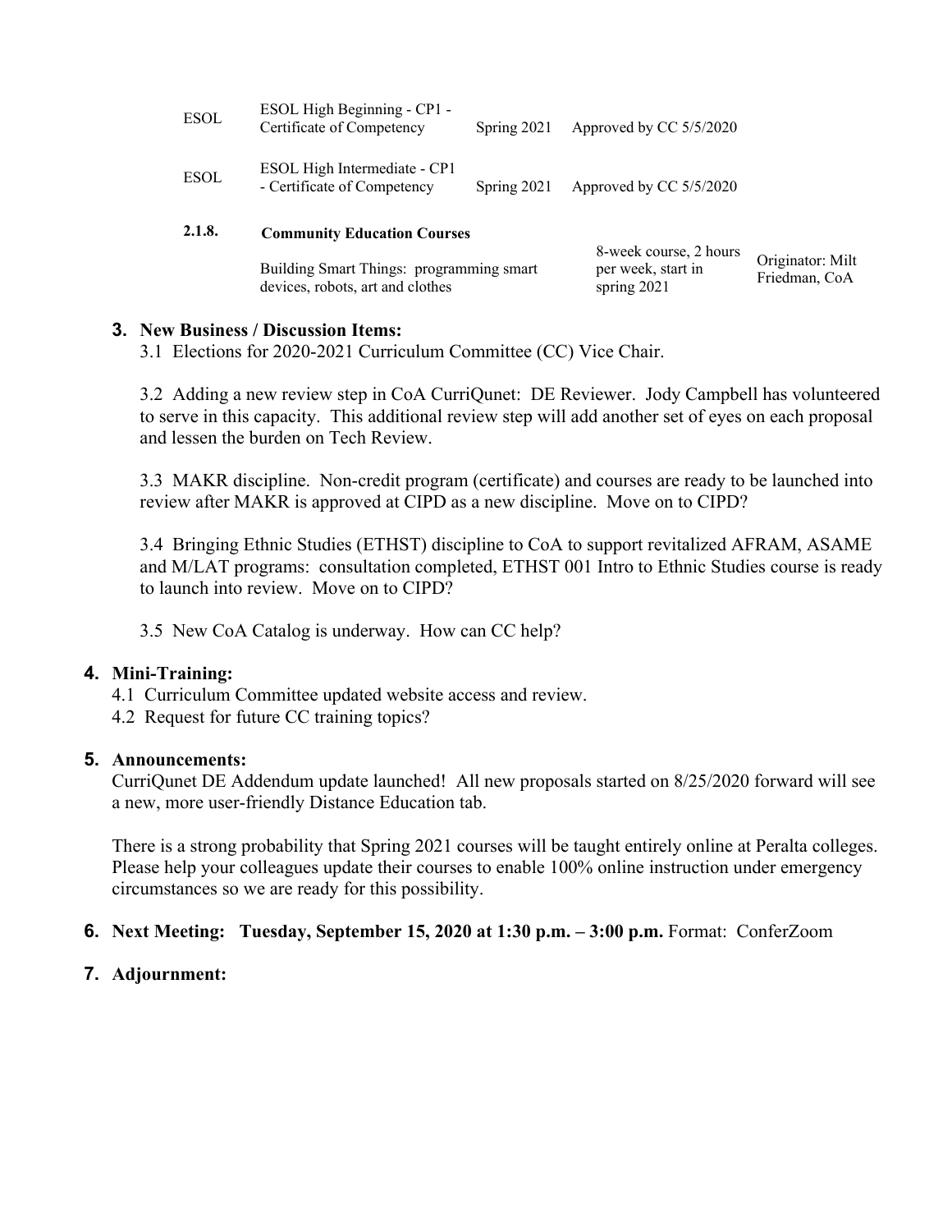| | | | |
|---|---|---|---|
| ESOL | ESOL High Beginning - CP1 - Certificate of Competency | Spring 2021 | Approved by CC 5/5/2020 |
| ESOL | ESOL High Intermediate - CP1 - Certificate of Competency | Spring 2021 | Approved by CC 5/5/2020 |

**2.1.8. Community Education Courses**

| | | |
|---|---|---|
| Building Smart Things: programming smart devices, robots, art and clothes | 8-week course, 2 hours per week, start in spring 2021 | Originator: Milt Friedman, CoA |

## 3. New Business / Discussion Items:

3.1 Elections for 2020-2021 Curriculum Committee (CC) Vice Chair.

3.2 Adding a new review step in CoA CurriQunet: DE Reviewer. Jody Campbell has volunteered to serve in this capacity. This additional review step will add another set of eyes on each proposal and lessen the burden on Tech Review.

3.3 MAKR discipline. Non-credit program (certificate) and courses are ready to be launched into review after MAKR is approved at CIPD as a new discipline. Move on to CIPD?

3.4 Bringing Ethnic Studies (ETHST) discipline to CoA to support revitalized AFRAM, ASAME and M/LAT programs: consultation completed, ETHST 001 Intro to Ethnic Studies course is ready to launch into review. Move on to CIPD?

3.5 New CoA Catalog is underway. How can CC help?

## 4. Mini-Training:

4.1 Curriculum Committee updated website access and review.
4.2 Request for future CC training topics?

## 5. Announcements:

CurriQunet DE Addendum update launched! All new proposals started on 8/25/2020 forward will see a new, more user-friendly Distance Education tab.

There is a strong probability that Spring 2021 courses will be taught entirely online at Peralta colleges. Please help your colleagues update their courses to enable 100% online instruction under emergency circumstances so we are ready for this possibility.

## 6. Next Meeting: Tuesday, September 15, 2020 at 1:30 p.m. – 3:00 p.m. Format: ConferZoom

## 7. Adjournment: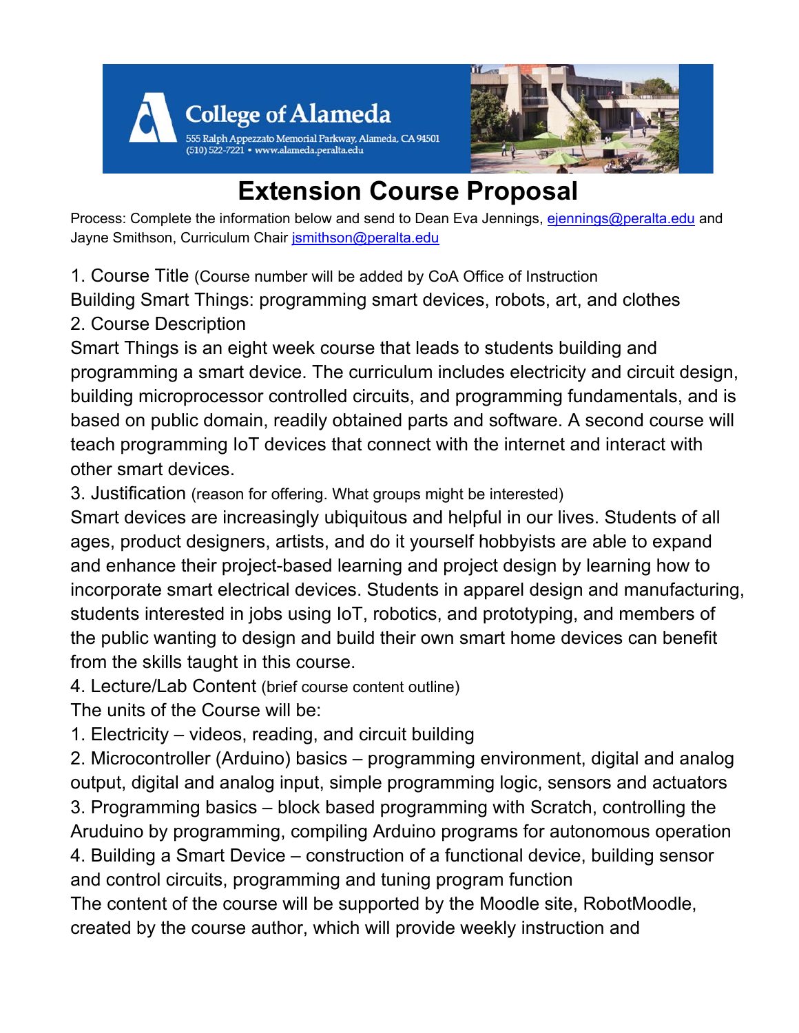College of Alameda
555 Ralph Appezzato Memorial Parkway, Alameda, CA 94501
(510) 522-7221 • www.alameda.peralta.edu

# Extension Course Proposal

Process: Complete the information below and send to Dean Eva Jennings, ejennings@peralta.edu and Jayne Smithson, Curriculum Chair jsmithson@peralta.edu

1. Course Title (Course number will be added by CoA Office of Instruction

Building Smart Things: programming smart devices, robots, art, and clothes

2. Course Description

Smart Things is an eight week course that leads to students building and programming a smart device. The curriculum includes electricity and circuit design, building microprocessor controlled circuits, and programming fundamentals, and is based on public domain, readily obtained parts and software. A second course will teach programming IoT devices that connect with the internet and interact with other smart devices.

3. Justification (reason for offering. What groups might be interested)

Smart devices are increasingly ubiquitous and helpful in our lives. Students of all ages, product designers, artists, and do it yourself hobbyists are able to expand and enhance their project-based learning and project design by learning how to incorporate smart electrical devices. Students in apparel design and manufacturing, students interested in jobs using IoT, robotics, and prototyping, and members of the public wanting to design and build their own smart home devices can benefit from the skills taught in this course.

4. Lecture/Lab Content (brief course content outline)

The units of the Course will be:

1. Electricity – videos, reading, and circuit building
2. Microcontroller (Arduino) basics – programming environment, digital and analog output, digital and analog input, simple programming logic, sensors and actuators
3. Programming basics – block based programming with Scratch, controlling the Aruduino by programming, compiling Arduino programs for autonomous operation
4. Building a Smart Device – construction of a functional device, building sensor and control circuits, programming and tuning program function

The content of the course will be supported by the Moodle site, RobotMoodle, created by the course author, which will provide weekly instruction and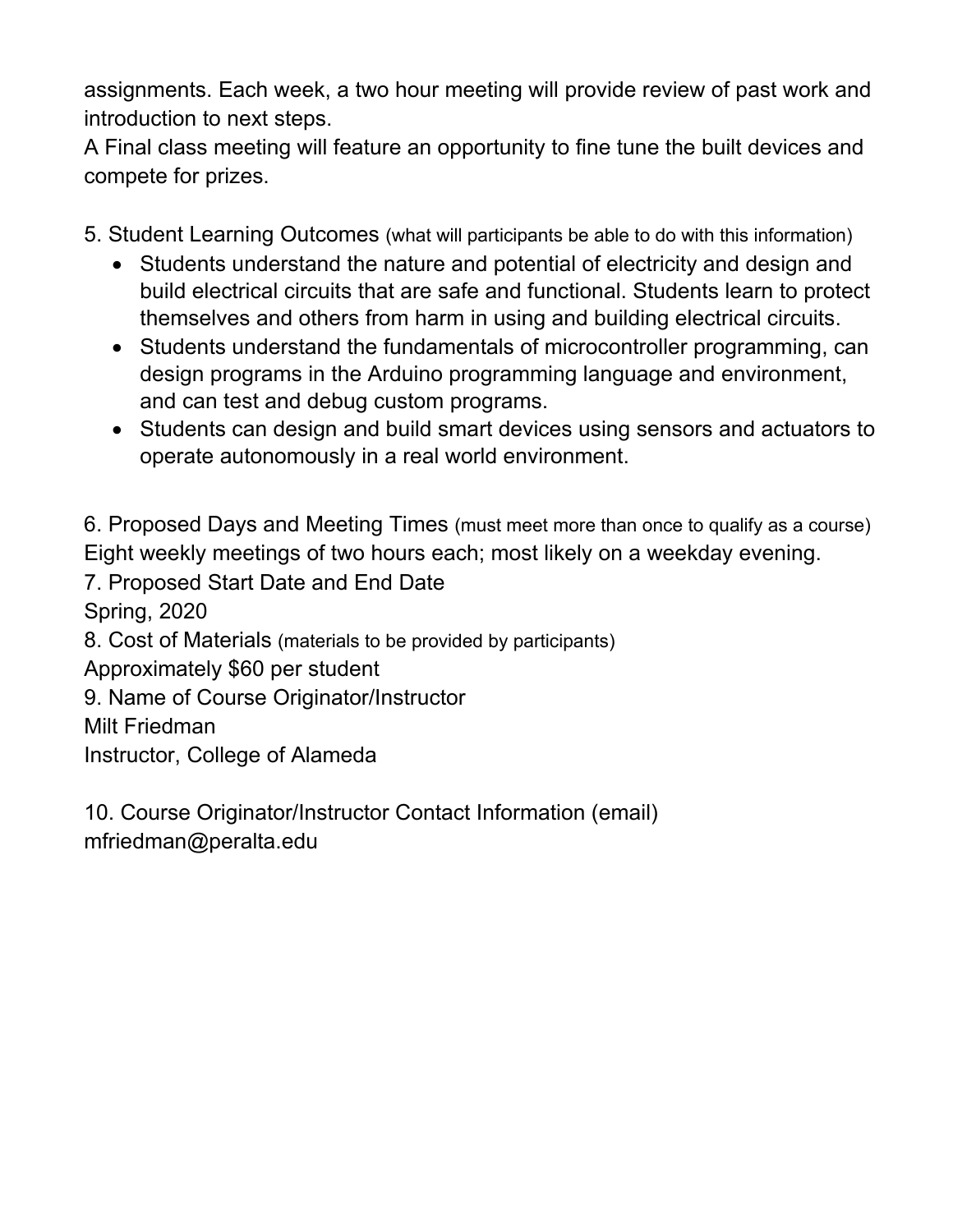assignments. Each week, a two hour meeting will provide review of past work and introduction to next steps.
A Final class meeting will feature an opportunity to fine tune the built devices and compete for prizes.

5. Student Learning Outcomes (what will participants be able to do with this information)

- Students understand the nature and potential of electricity and design and build electrical circuits that are safe and functional. Students learn to protect themselves and others from harm in using and building electrical circuits.
- Students understand the fundamentals of microcontroller programming, can design programs in the Arduino programming language and environment, and can test and debug custom programs.
- Students can design and build smart devices using sensors and actuators to operate autonomously in a real world environment.

6. Proposed Days and Meeting Times (must meet more than once to qualify as a course)
Eight weekly meetings of two hours each; most likely on a weekday evening.

7. Proposed Start Date and End Date
Spring, 2020

8. Cost of Materials (materials to be provided by participants)
Approximately $60 per student

9. Name of Course Originator/Instructor
Milt Friedman
Instructor, College of Alameda

10. Course Originator/Instructor Contact Information (email)
mfriedman@peralta.edu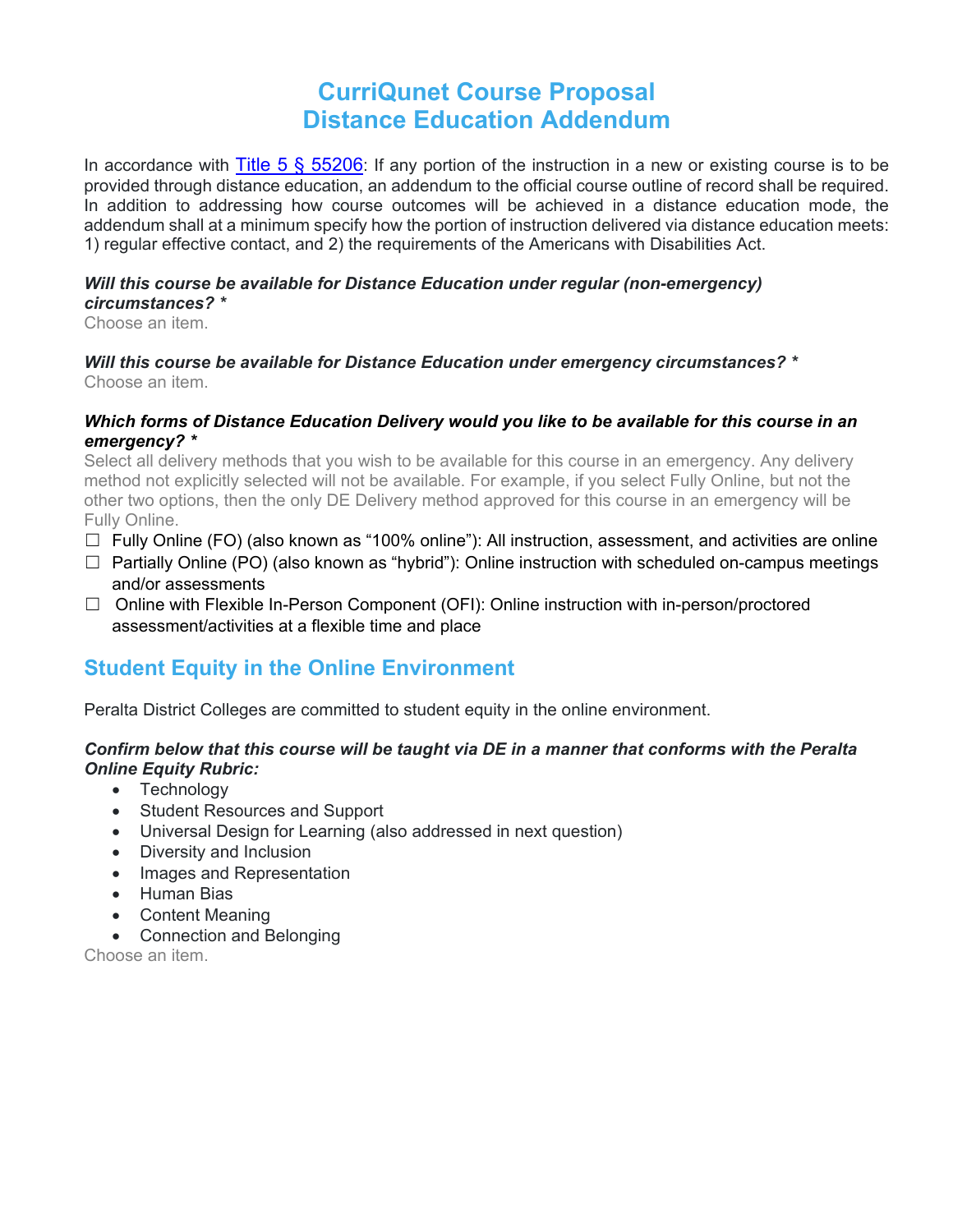# CurriQunet Course Proposal
# Distance Education Addendum

In accordance with [Title 5 § 55206](#): If any portion of the instruction in a new or existing course is to be provided through distance education, an addendum to the official course outline of record shall be required. In addition to addressing how course outcomes will be achieved in a distance education mode, the addendum shall at a minimum specify how the portion of instruction delivered via distance education meets: 1) regular effective contact, and 2) the requirements of the Americans with Disabilities Act.

***Will this course be available for Distance Education under regular (non-emergency) circumstances? \****

Choose an item.

***Will this course be available for Distance Education under emergency circumstances? \****

Choose an item.

***Which forms of Distance Education Delivery would you like to be available for this course in an emergency? \****

Select all delivery methods that you wish to be available for this course in an emergency. Any delivery method not explicitly selected will not be available. For example, if you select Fully Online, but not the other two options, then the only DE Delivery method approved for this course in an emergency will be Fully Online.

☐ Fully Online (FO) (also known as "100% online"): All instruction, assessment, and activities are online

☐ Partially Online (PO) (also known as "hybrid"): Online instruction with scheduled on-campus meetings and/or assessments

☐ Online with Flexible In-Person Component (OFI): Online instruction with in-person/proctored assessment/activities at a flexible time and place

## Student Equity in the Online Environment

Peralta District Colleges are committed to student equity in the online environment.

***Confirm below that this course will be taught via DE in a manner that conforms with the Peralta Online Equity Rubric:***

- Technology
- Student Resources and Support
- Universal Design for Learning (also addressed in next question)
- Diversity and Inclusion
- Images and Representation
- Human Bias
- Content Meaning
- Connection and Belonging

Choose an item.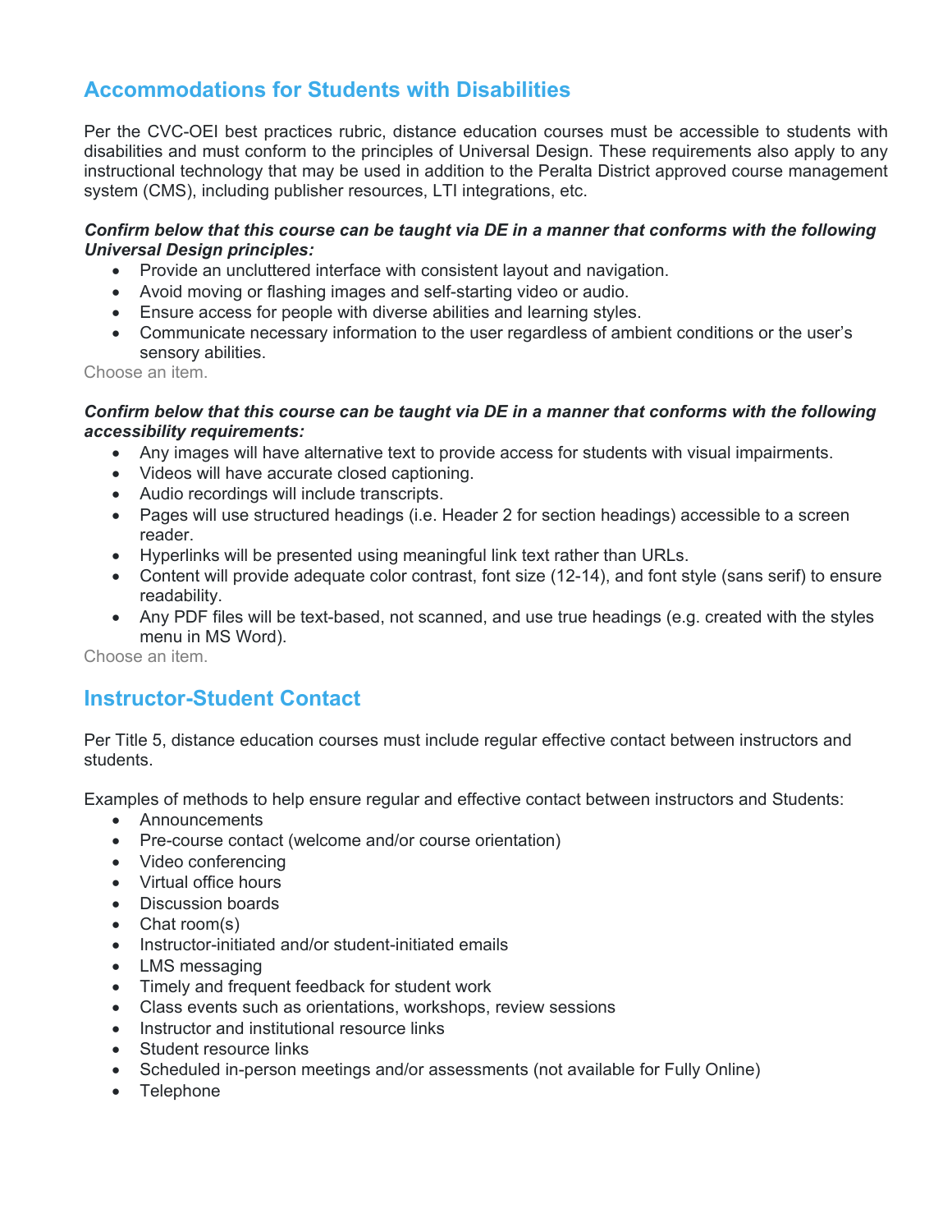## Accommodations for Students with Disabilities

Per the CVC-OEI best practices rubric, distance education courses must be accessible to students with disabilities and must conform to the principles of Universal Design. These requirements also apply to any instructional technology that may be used in addition to the Peralta District approved course management system (CMS), including publisher resources, LTI integrations, etc.

***Confirm below that this course can be taught via DE in a manner that conforms with the following Universal Design principles:***

- Provide an uncluttered interface with consistent layout and navigation.
- Avoid moving or flashing images and self-starting video or audio.
- Ensure access for people with diverse abilities and learning styles.
- Communicate necessary information to the user regardless of ambient conditions or the user's sensory abilities.

Choose an item.

***Confirm below that this course can be taught via DE in a manner that conforms with the following accessibility requirements:***

- Any images will have alternative text to provide access for students with visual impairments.
- Videos will have accurate closed captioning.
- Audio recordings will include transcripts.
- Pages will use structured headings (i.e. Header 2 for section headings) accessible to a screen reader.
- Hyperlinks will be presented using meaningful link text rather than URLs.
- Content will provide adequate color contrast, font size (12-14), and font style (sans serif) to ensure readability.
- Any PDF files will be text-based, not scanned, and use true headings (e.g. created with the styles menu in MS Word).

Choose an item.

## Instructor-Student Contact

Per Title 5, distance education courses must include regular effective contact between instructors and students.

Examples of methods to help ensure regular and effective contact between instructors and Students:

- Announcements
- Pre-course contact (welcome and/or course orientation)
- Video conferencing
- Virtual office hours
- Discussion boards
- Chat room(s)
- Instructor-initiated and/or student-initiated emails
- LMS messaging
- Timely and frequent feedback for student work
- Class events such as orientations, workshops, review sessions
- Instructor and institutional resource links
- Student resource links
- Scheduled in-person meetings and/or assessments (not available for Fully Online)
- Telephone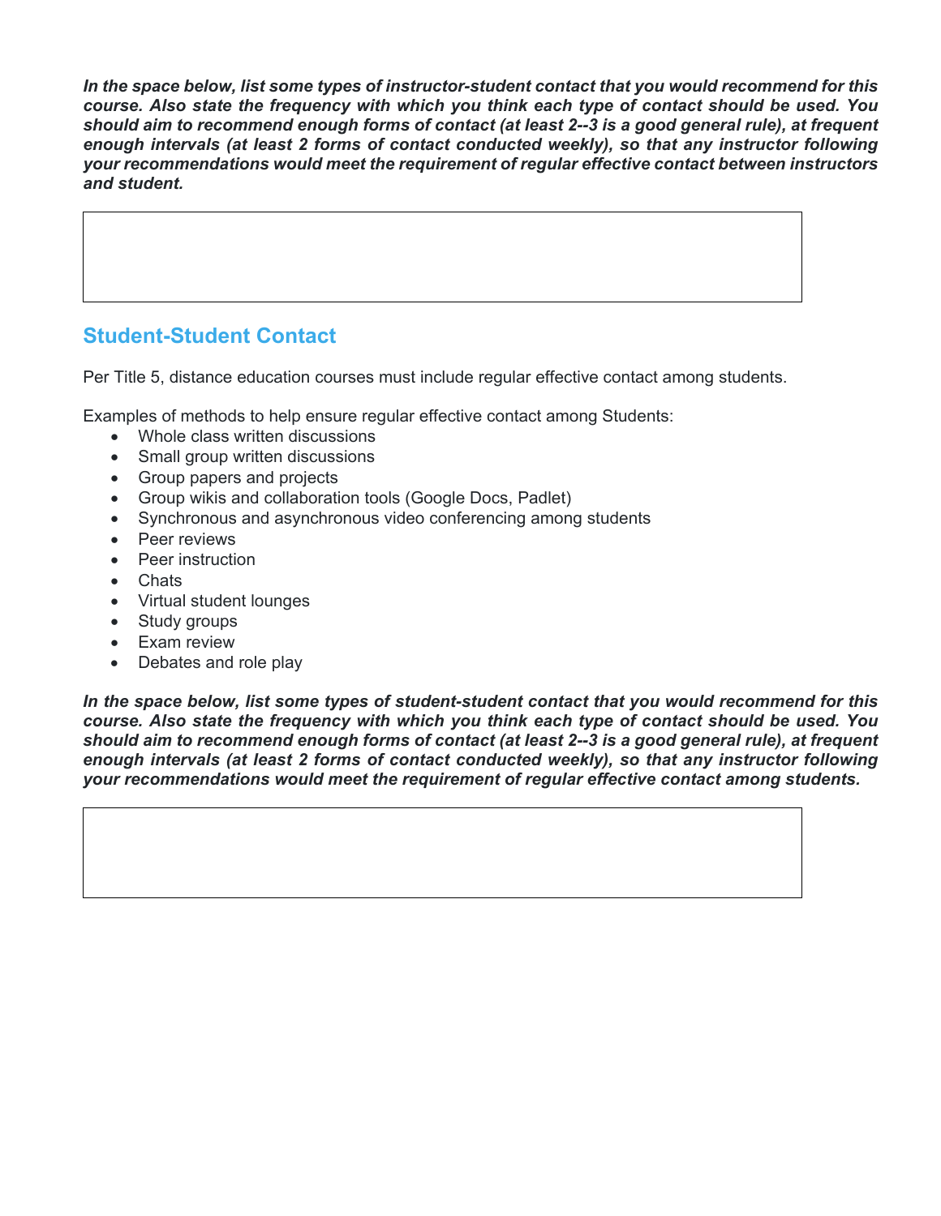***In the space below, list some types of instructor-student contact that you would recommend for this course. Also state the frequency with which you think each type of contact should be used. You should aim to recommend enough forms of contact (at least 2--3 is a good general rule), at frequent enough intervals (at least 2 forms of contact conducted weekly), so that any instructor following your recommendations would meet the requirement of regular effective contact between instructors and student.***

## Student-Student Contact

Per Title 5, distance education courses must include regular effective contact among students.

Examples of methods to help ensure regular effective contact among Students:

- Whole class written discussions
- Small group written discussions
- Group papers and projects
- Group wikis and collaboration tools (Google Docs, Padlet)
- Synchronous and asynchronous video conferencing among students
- Peer reviews
- Peer instruction
- Chats
- Virtual student lounges
- Study groups
- Exam review
- Debates and role play

***In the space below, list some types of student-student contact that you would recommend for this course. Also state the frequency with which you think each type of contact should be used. You should aim to recommend enough forms of contact (at least 2--3 is a good general rule), at frequent enough intervals (at least 2 forms of contact conducted weekly), so that any instructor following your recommendations would meet the requirement of regular effective contact among students.***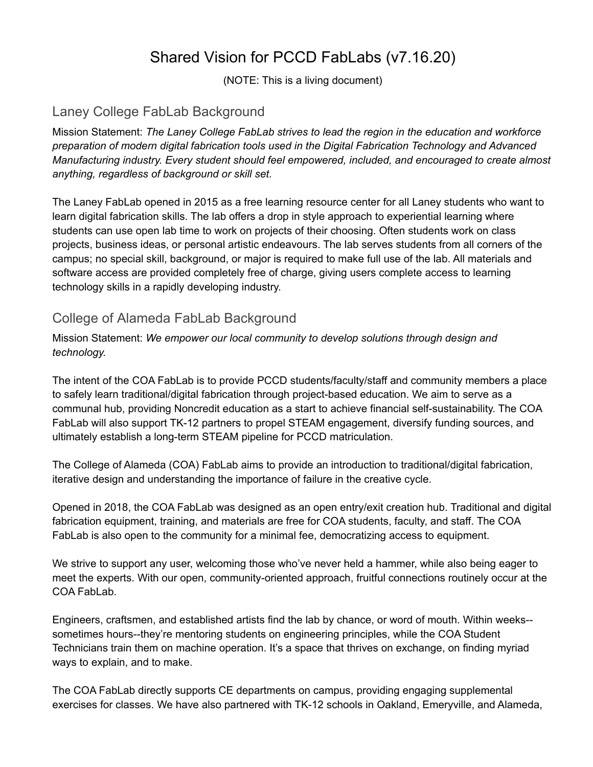# Shared Vision for PCCD FabLabs (v7.16.20)

(NOTE: This is a living document)

## Laney College FabLab Background

Mission Statement: *The Laney College FabLab strives to lead the region in the education and workforce preparation of modern digital fabrication tools used in the Digital Fabrication Technology and Advanced Manufacturing industry. Every student should feel empowered, included, and encouraged to create almost anything, regardless of background or skill set.*

The Laney FabLab opened in 2015 as a free learning resource center for all Laney students who want to learn digital fabrication skills. The lab offers a drop in style approach to experiential learning where students can use open lab time to work on projects of their choosing. Often students work on class projects, business ideas, or personal artistic endeavours. The lab serves students from all corners of the campus; no special skill, background, or major is required to make full use of the lab. All materials and software access are provided completely free of charge, giving users complete access to learning technology skills in a rapidly developing industry.

## College of Alameda FabLab Background

Mission Statement: *We empower our local community to develop solutions through design and technology.*

The intent of the COA FabLab is to provide PCCD students/faculty/staff and community members a place to safely learn traditional/digital fabrication through project-based education. We aim to serve as a communal hub, providing Noncredit education as a start to achieve financial self-sustainability. The COA FabLab will also support TK-12 partners to propel STEAM engagement, diversify funding sources, and ultimately establish a long-term STEAM pipeline for PCCD matriculation.

The College of Alameda (COA) FabLab aims to provide an introduction to traditional/digital fabrication, iterative design and understanding the importance of failure in the creative cycle.

Opened in 2018, the COA FabLab was designed as an open entry/exit creation hub. Traditional and digital fabrication equipment, training, and materials are free for COA students, faculty, and staff. The COA FabLab is also open to the community for a minimal fee, democratizing access to equipment.

We strive to support any user, welcoming those who've never held a hammer, while also being eager to meet the experts. With our open, community-oriented approach, fruitful connections routinely occur at the COA FabLab.

Engineers, craftsmen, and established artists find the lab by chance, or word of mouth. Within weeks--sometimes hours--they're mentoring students on engineering principles, while the COA Student Technicians train them on machine operation. It's a space that thrives on exchange, on finding myriad ways to explain, and to make.

The COA FabLab directly supports CE departments on campus, providing engaging supplemental exercises for classes. We have also partnered with TK-12 schools in Oakland, Emeryville, and Alameda,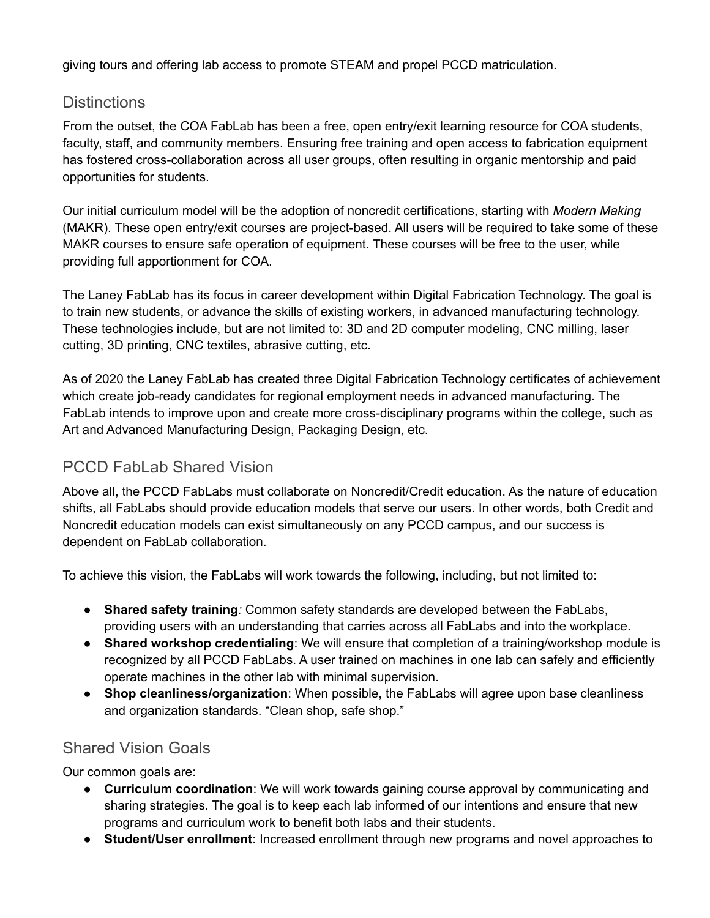giving tours and offering lab access to promote STEAM and propel PCCD matriculation.

## Distinctions

From the outset, the COA FabLab has been a free, open entry/exit learning resource for COA students, faculty, staff, and community members. Ensuring free training and open access to fabrication equipment has fostered cross-collaboration across all user groups, often resulting in organic mentorship and paid opportunities for students.

Our initial curriculum model will be the adoption of noncredit certifications, starting with *Modern Making* (MAKR). These open entry/exit courses are project-based. All users will be required to take some of these MAKR courses to ensure safe operation of equipment. These courses will be free to the user, while providing full apportionment for COA.

The Laney FabLab has its focus in career development within Digital Fabrication Technology. The goal is to train new students, or advance the skills of existing workers, in advanced manufacturing technology. These technologies include, but are not limited to: 3D and 2D computer modeling, CNC milling, laser cutting, 3D printing, CNC textiles, abrasive cutting, etc.

As of 2020 the Laney FabLab has created three Digital Fabrication Technology certificates of achievement which create job-ready candidates for regional employment needs in advanced manufacturing. The FabLab intends to improve upon and create more cross-disciplinary programs within the college, such as Art and Advanced Manufacturing Design, Packaging Design, etc.

## PCCD FabLab Shared Vision

Above all, the PCCD FabLabs must collaborate on Noncredit/Credit education. As the nature of education shifts, all FabLabs should provide education models that serve our users. In other words, both Credit and Noncredit education models can exist simultaneously on any PCCD campus, and our success is dependent on FabLab collaboration.

To achieve this vision, the FabLabs will work towards the following, including, but not limited to:

- **Shared safety training***:* Common safety standards are developed between the FabLabs, providing users with an understanding that carries across all FabLabs and into the workplace.
- **Shared workshop credentialing**: We will ensure that completion of a training/workshop module is recognized by all PCCD FabLabs. A user trained on machines in one lab can safely and efficiently operate machines in the other lab with minimal supervision.
- **Shop cleanliness/organization**: When possible, the FabLabs will agree upon base cleanliness and organization standards. "Clean shop, safe shop."

## Shared Vision Goals

Our common goals are:

- **Curriculum coordination**: We will work towards gaining course approval by communicating and sharing strategies. The goal is to keep each lab informed of our intentions and ensure that new programs and curriculum work to benefit both labs and their students.
- **Student/User enrollment**: Increased enrollment through new programs and novel approaches to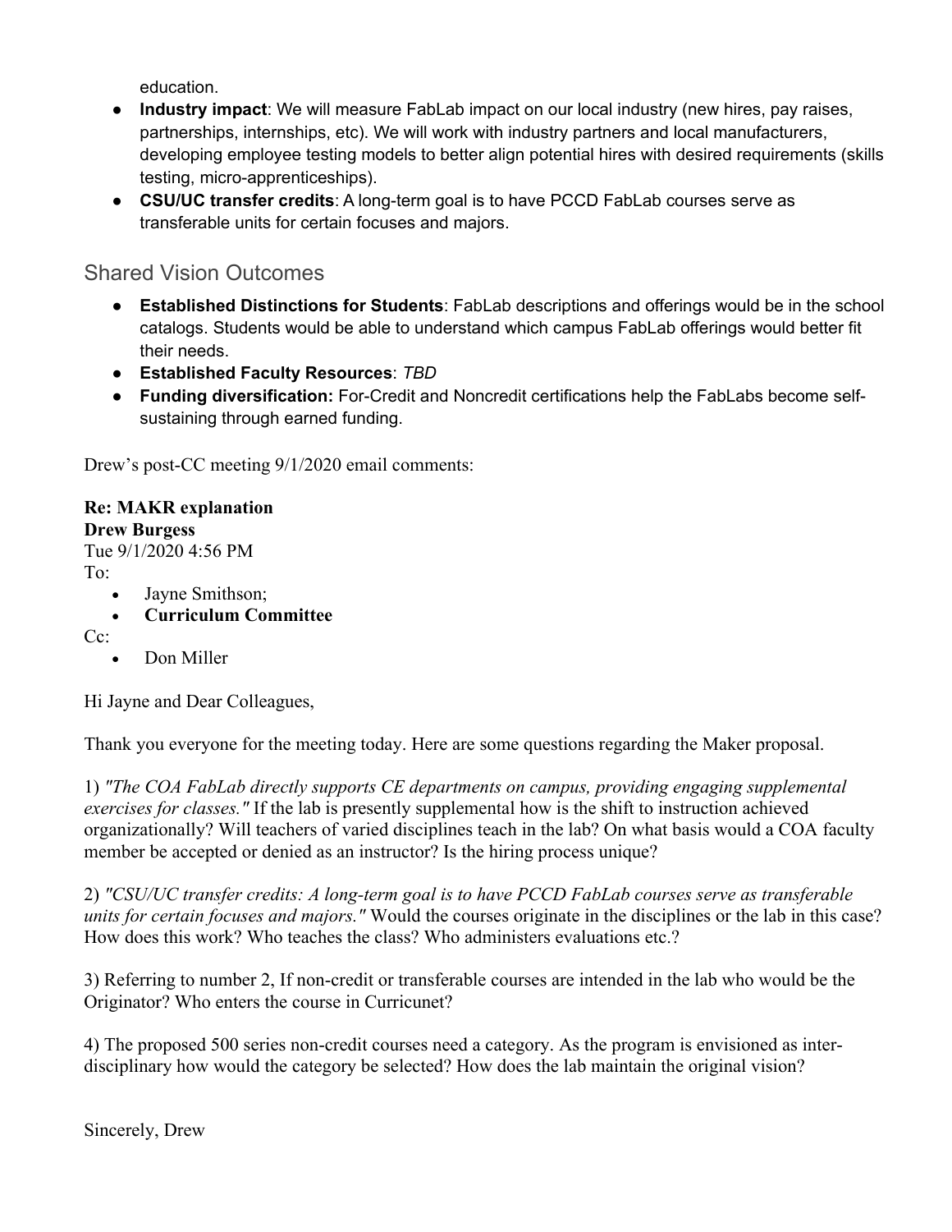education.

- **Industry impact**: We will measure FabLab impact on our local industry (new hires, pay raises, partnerships, internships, etc). We will work with industry partners and local manufacturers, developing employee testing models to better align potential hires with desired requirements (skills testing, micro-apprenticeships).
- **CSU/UC transfer credits**: A long-term goal is to have PCCD FabLab courses serve as transferable units for certain focuses and majors.

## Shared Vision Outcomes

- **Established Distinctions for Students**: FabLab descriptions and offerings would be in the school catalogs. Students would be able to understand which campus FabLab offerings would better fit their needs.
- **Established Faculty Resources**: *TBD*
- **Funding diversification:** For-Credit and Noncredit certifications help the FabLabs become self-sustaining through earned funding.

Drew's post-CC meeting 9/1/2020 email comments:

**Re: MAKR explanation**
**Drew Burgess**
Tue 9/1/2020 4:56 PM
To:

- Jayne Smithson;
- **Curriculum Committee**

Cc:

- Don Miller

Hi Jayne and Dear Colleagues,

Thank you everyone for the meeting today. Here are some questions regarding the Maker proposal.

1) *"The COA FabLab directly supports CE departments on campus, providing engaging supplemental exercises for classes."* If the lab is presently supplemental how is the shift to instruction achieved organizationally? Will teachers of varied disciplines teach in the lab? On what basis would a COA faculty member be accepted or denied as an instructor? Is the hiring process unique?

2) *"CSU/UC transfer credits: A long-term goal is to have PCCD FabLab courses serve as transferable units for certain focuses and majors."* Would the courses originate in the disciplines or the lab in this case? How does this work? Who teaches the class? Who administers evaluations etc.?

3) Referring to number 2, If non-credit or transferable courses are intended in the lab who would be the Originator? Who enters the course in Curricunet?

4) The proposed 500 series non-credit courses need a category. As the program is envisioned as inter-disciplinary how would the category be selected? How does the lab maintain the original vision?

Sincerely, Drew